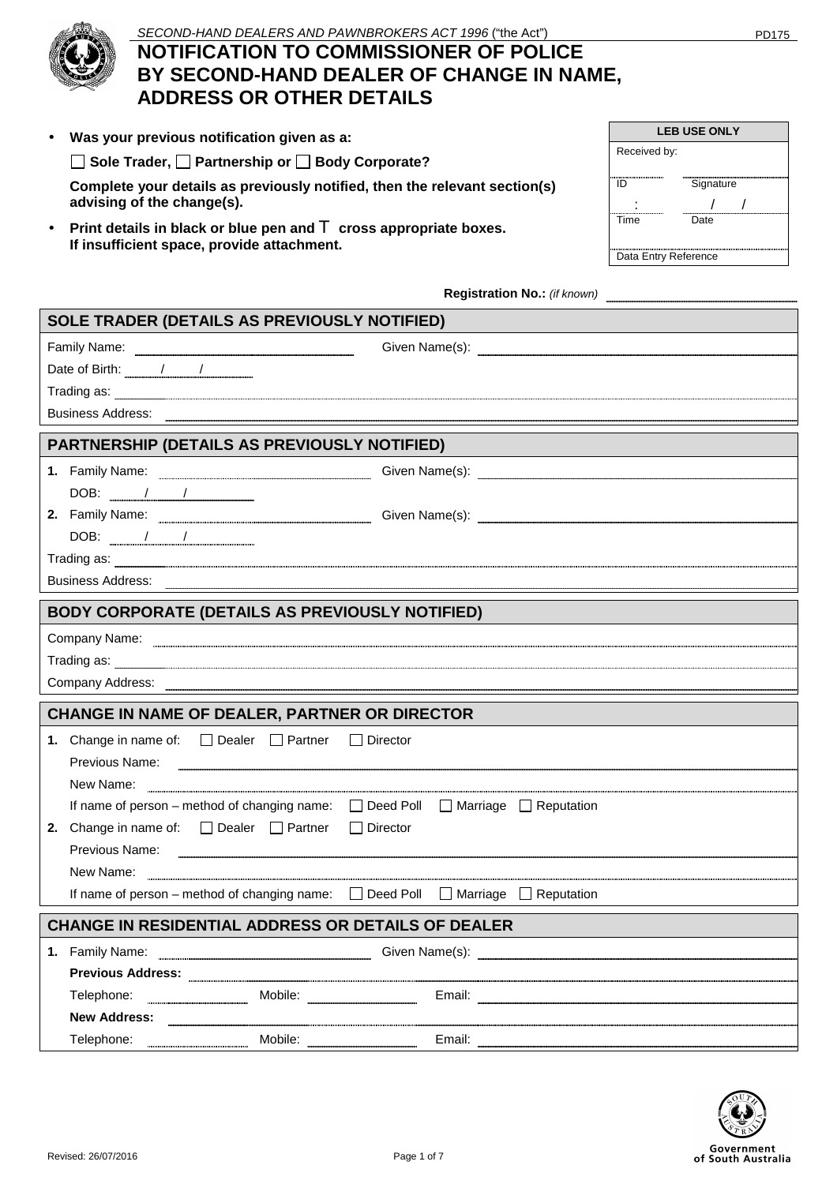*SECOND-HAND DEALERS AND PAWNBROKERS ACT 1996* ("the Act")

PD175

# NOTIFICATION TO COMMISSIONER OF POLICE BY SECOND-HAND DEALER OF CHANGE IN NAME, ADDRESS OR OTHER DETAILS

- **Was your previous notification given as a:**

  ☐ **Sole Trader,** ☐ **Partnership or** ☐ **Body Corporate?**

  **Complete your details as previously notified, then the relevant section(s) advising of the change(s).**

- **Print details in black or blue pen and ⊤ cross appropriate boxes. If insufficient space, provide attachment.**

| LEB USE ONLY | |
|---|---|
| Received by: | |
| ID | Signature |
| : | / / |
| Time | Date |
| Data Entry Reference | |

**Registration No.:** *(if known)* ____________

## SOLE TRADER (DETAILS AS PREVIOUSLY NOTIFIED)

Family Name: ____________ Given Name(s): ____________

Date of Birth: ___ / ___ / ______

Trading as: ____________

Business Address: ____________

## PARTNERSHIP (DETAILS AS PREVIOUSLY NOTIFIED)

**1.** Family Name: ____________ Given Name(s): ____________

DOB: ___ / ___ / ______

**2.** Family Name: ____________ Given Name(s): ____________

DOB: ___ / ___ / ______

Trading as: ____________

Business Address: ____________

## BODY CORPORATE (DETAILS AS PREVIOUSLY NOTIFIED)

Company Name: ____________

Trading as: ____________

Company Address: ____________

## CHANGE IN NAME OF DEALER, PARTNER OR DIRECTOR

**1.** Change in name of: ☐ Dealer ☐ Partner ☐ Director

Previous Name: ____________

New Name: ____________

If name of person – method of changing name: ☐ Deed Poll ☐ Marriage ☐ Reputation

**2.** Change in name of: ☐ Dealer ☐ Partner ☐ Director

Previous Name: ____________

New Name: ____________

If name of person – method of changing name: ☐ Deed Poll ☐ Marriage ☐ Reputation

## CHANGE IN RESIDENTIAL ADDRESS OR DETAILS OF DEALER

**1.** Family Name: ____________ Given Name(s): ____________

**Previous Address:** ____________

Telephone: ____________ Mobile: ____________ Email: ____________

**New Address:** ____________

Telephone: ____________ Mobile: ____________ Email: ____________

Revised: 26/07/2016

Government of South Australia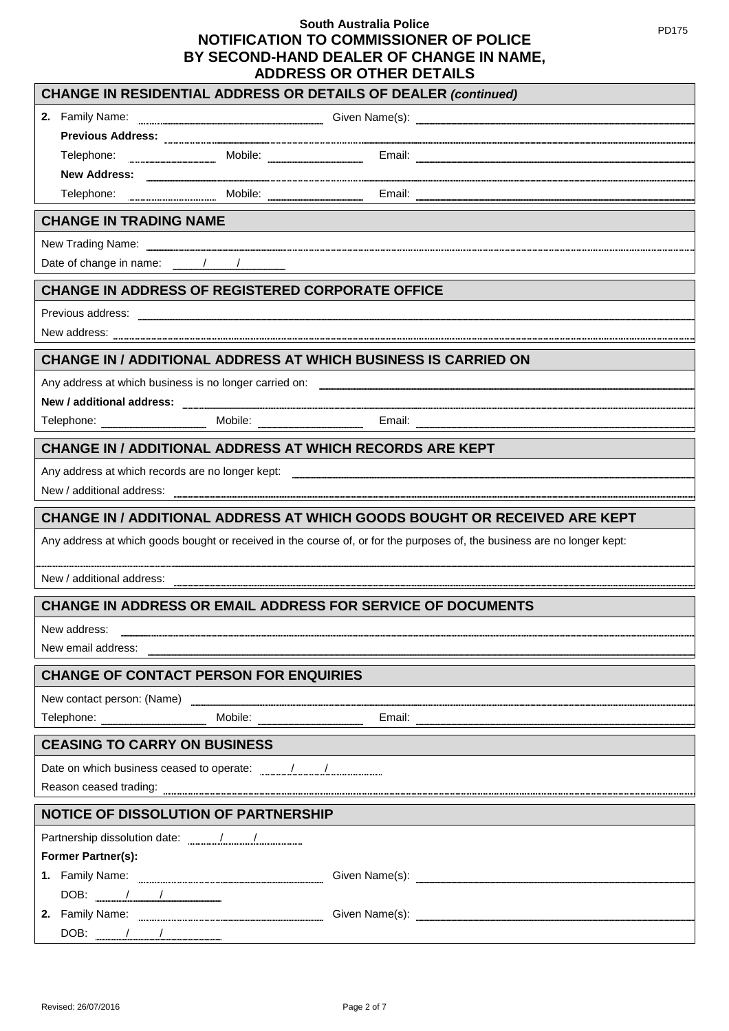South Australia Police

# NOTIFICATION TO COMMISSIONER OF POLICE BY SECOND-HAND DEALER OF CHANGE IN NAME, ADDRESS OR OTHER DETAILS

PD175

## CHANGE IN RESIDENTIAL ADDRESS OR DETAILS OF DEALER *(continued)*

**2.** Family Name: ______________ Given Name(s): ______________

**Previous Address:** ______________

Telephone: ______________ Mobile: ______________ Email: ______________

**New Address:** ______________

Telephone: ______________ Mobile: ______________ Email: ______________

## CHANGE IN TRADING NAME

New Trading Name: ______________

Date of change in name: ____/____/________

## CHANGE IN ADDRESS OF REGISTERED CORPORATE OFFICE

Previous address: ______________

New address: ______________

## CHANGE IN / ADDITIONAL ADDRESS AT WHICH BUSINESS IS CARRIED ON

Any address at which business is no longer carried on: ______________

**New / additional address:** ______________

Telephone: ______________ Mobile: ______________ Email: ______________

## CHANGE IN / ADDITIONAL ADDRESS AT WHICH RECORDS ARE KEPT

Any address at which records are no longer kept: ______________

New / additional address: ______________

## CHANGE IN / ADDITIONAL ADDRESS AT WHICH GOODS BOUGHT OR RECEIVED ARE KEPT

Any address at which goods bought or received in the course of, or for the purposes of, the business are no longer kept:

______________

New / additional address: ______________

## CHANGE IN ADDRESS OR EMAIL ADDRESS FOR SERVICE OF DOCUMENTS

New address: ______________

New email address: ______________

## CHANGE OF CONTACT PERSON FOR ENQUIRIES

New contact person: (Name) ______________

Telephone: ______________ Mobile: ______________ Email: ______________

## CEASING TO CARRY ON BUSINESS

Date on which business ceased to operate: ____/____/________

Reason ceased trading: ______________

## NOTICE OF DISSOLUTION OF PARTNERSHIP

Partnership dissolution date: ____/____/________

**Former Partner(s):**

**1.** Family Name: ______________ Given Name(s): ______________

DOB: ____/____/________

**2.** Family Name: ______________ Given Name(s): ______________

DOB: ____/____/________

Revised: 26/07/2016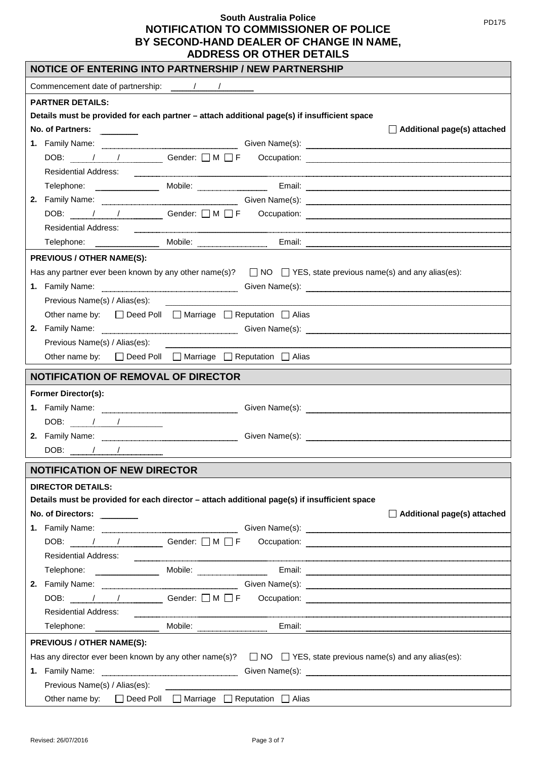**South Australia Police**

# NOTIFICATION TO COMMISSIONER OF POLICE BY SECOND-HAND DEALER OF CHANGE IN NAME, ADDRESS OR OTHER DETAILS

PD175

## NOTICE OF ENTERING INTO PARTNERSHIP / NEW PARTNERSHIP

Commencement date of partnership: ____ / ____ / ____

**PARTNER DETAILS:**

**Details must be provided for each partner – attach additional page(s) if insufficient space**

**No. of Partners:** ________ ☐ **Additional page(s) attached**

**1.** Family Name: ________________ Given Name(s): ________________

DOB: ____ / ____ / ____ Gender: ☐ M ☐ F Occupation: ________________

Residential Address: ________________

Telephone: ________ Mobile: ________ Email: ________________

**2.** Family Name: ________________ Given Name(s): ________________

DOB: ____ / ____ / ____ Gender: ☐ M ☐ F Occupation: ________________

Residential Address: ________________

Telephone: ________ Mobile: ________ Email: ________________

**PREVIOUS / OTHER NAME(S):**

Has any partner ever been known by any other name(s)? ☐ NO ☐ YES, state previous name(s) and any alias(es):

**1.** Family Name: ________________ Given Name(s): ________________

Previous Name(s) / Alias(es): ________________

Other name by: ☐ Deed Poll ☐ Marriage ☐ Reputation ☐ Alias

**2.** Family Name: ________________ Given Name(s): ________________

Previous Name(s) / Alias(es): ________________

Other name by: ☐ Deed Poll ☐ Marriage ☐ Reputation ☐ Alias

## NOTIFICATION OF REMOVAL OF DIRECTOR

**Former Director(s):**

**1.** Family Name: ________________ Given Name(s): ________________

DOB: ____ / ____ / ____

**2.** Family Name: ________________ Given Name(s): ________________

DOB: ____ / ____ / ____

## NOTIFICATION OF NEW DIRECTOR

**DIRECTOR DETAILS:**

**Details must be provided for each director – attach additional page(s) if insufficient space**

**No. of Directors:** ________ ☐ **Additional page(s) attached**

**1.** Family Name: ________________ Given Name(s): ________________

DOB: ____ / ____ / ____ Gender: ☐ M ☐ F Occupation: ________________

Residential Address: ________________

Telephone: ________ Mobile: ________ Email: ________________

**2.** Family Name: ________________ Given Name(s): ________________

DOB: ____ / ____ / ____ Gender: ☐ M ☐ F Occupation: ________________

Residential Address: ________________

Telephone: ________ Mobile: ________ Email: ________________

**PREVIOUS / OTHER NAME(S):**

Has any director ever been known by any other name(s)? ☐ NO ☐ YES, state previous name(s) and any alias(es):

**1.** Family Name: ________________ Given Name(s): ________________

Previous Name(s) / Alias(es): ________________

Other name by: ☐ Deed Poll ☐ Marriage ☐ Reputation ☐ Alias

Revised: 26/07/2016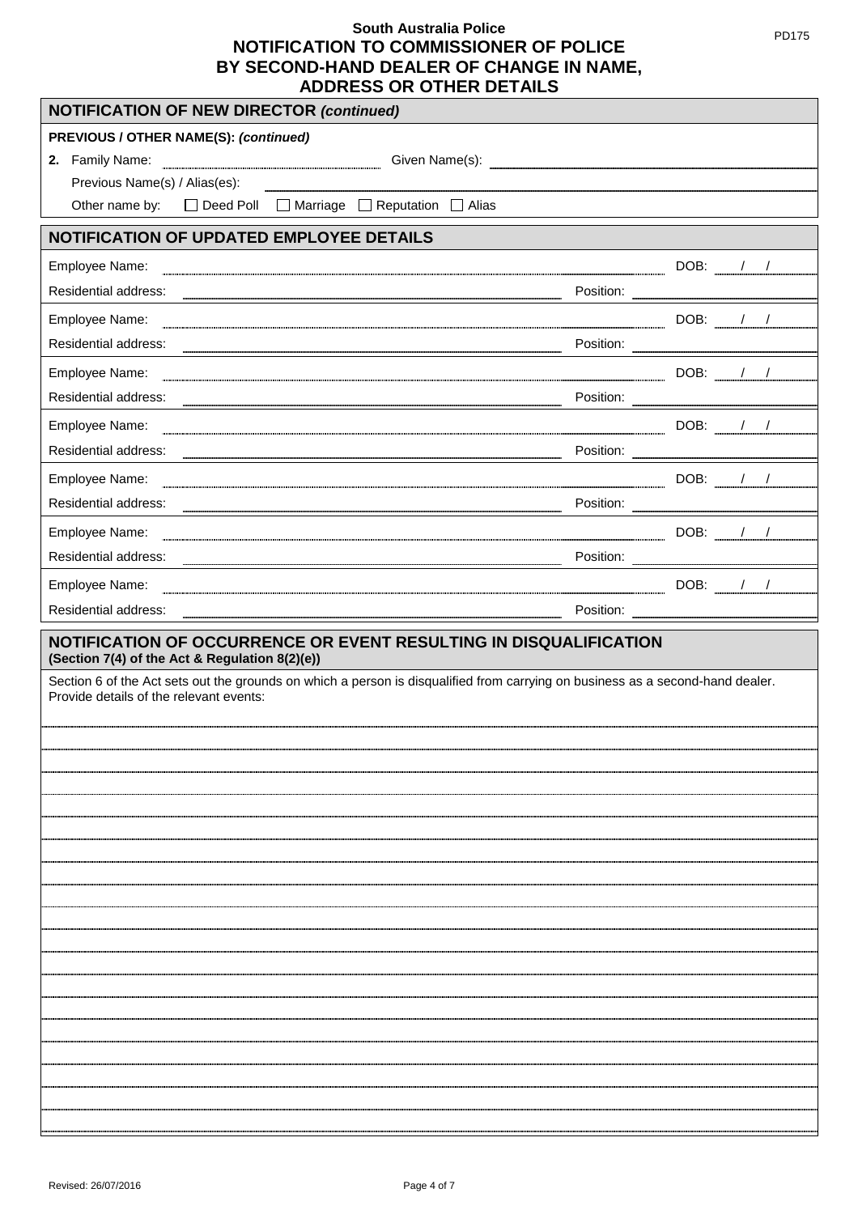South Australia Police

# NOTIFICATION TO COMMISSIONER OF POLICE BY SECOND-HAND DEALER OF CHANGE IN NAME, ADDRESS OR OTHER DETAILS

PD175

## NOTIFICATION OF NEW DIRECTOR *(continued)*

**PREVIOUS / OTHER NAME(S):** ***(continued)***

**2.** Family Name: ______________ Given Name(s): ______________

Previous Name(s) / Alias(es): ______________

Other name by: ☐ Deed Poll ☐ Marriage ☐ Reputation ☐ Alias

## NOTIFICATION OF UPDATED EMPLOYEE DETAILS

Employee Name: ______________ DOB: ___/___/___

Residential address: ______________ Position: ______________

Employee Name: ______________ DOB: ___/___/___

Residential address: ______________ Position: ______________

Employee Name: ______________ DOB: ___/___/___

Residential address: ______________ Position: ______________

Employee Name: ______________ DOB: ___/___/___

Residential address: ______________ Position: ______________

Employee Name: ______________ DOB: ___/___/___

Residential address: ______________ Position: ______________

Employee Name: ______________ DOB: ___/___/___

Residential address: ______________ Position: ______________

Employee Name: ______________ DOB: ___/___/___

Residential address: ______________ Position: ______________

## NOTIFICATION OF OCCURRENCE OR EVENT RESULTING IN DISQUALIFICATION

**(Section 7(4) of the Act & Regulation 8(2)(e))**

Section 6 of the Act sets out the grounds on which a person is disqualified from carrying on business as a second-hand dealer. Provide details of the relevant events:

______________

Revised: 26/07/2016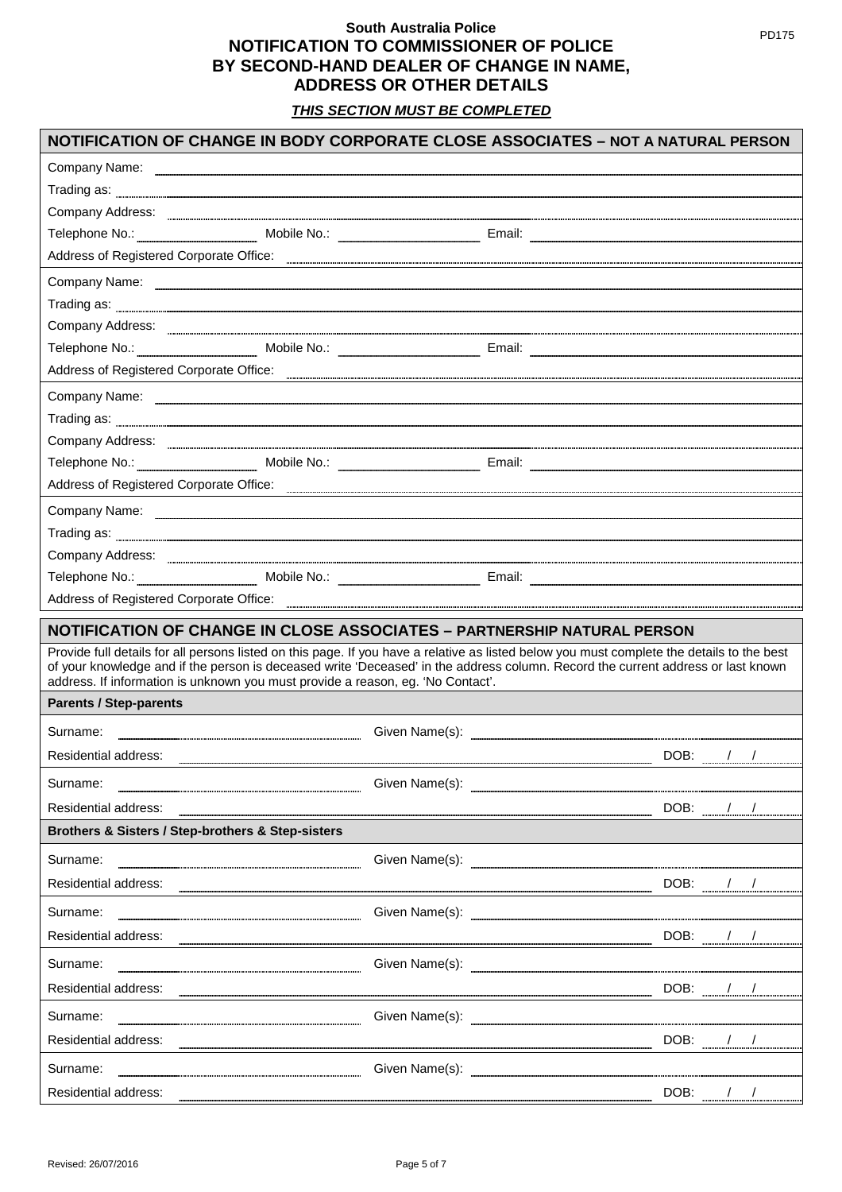**South Australia Police**

PD175

# NOTIFICATION TO COMMISSIONER OF POLICE BY SECOND-HAND DEALER OF CHANGE IN NAME, ADDRESS OR OTHER DETAILS

***THIS SECTION MUST BE COMPLETED***

## NOTIFICATION OF CHANGE IN BODY CORPORATE CLOSE ASSOCIATES – NOT A NATURAL PERSON

Company Name: ______________________________

Trading as: ______________________________

Company Address: ______________________________

Telephone No.: __________ Mobile No.: __________ Email: __________

Address of Registered Corporate Office: ______________________________

Company Name: ______________________________

Trading as: ______________________________

Company Address: ______________________________

Telephone No.: __________ Mobile No.: __________ Email: __________

Address of Registered Corporate Office: ______________________________

Company Name: ______________________________

Trading as: ______________________________

Company Address: ______________________________

Telephone No.: __________ Mobile No.: __________ Email: __________

Address of Registered Corporate Office: ______________________________

Company Name: ______________________________

Trading as: ______________________________

Company Address: ______________________________

Telephone No.: __________ Mobile No.: __________ Email: __________

Address of Registered Corporate Office: ______________________________

## NOTIFICATION OF CHANGE IN CLOSE ASSOCIATES – PARTNERSHIP NATURAL PERSON

Provide full details for all persons listed on this page. If you have a relative as listed below you must complete the details to the best of your knowledge and if the person is deceased write 'Deceased' in the address column. Record the current address or last known address. If information is unknown you must provide a reason, eg. 'No Contact'.

### Parents / Step-parents

Surname: __________ Given Name(s): __________

Residential address: ______________________________ DOB: / /

Surname: __________ Given Name(s): __________

Residential address: ______________________________ DOB: / /

### Brothers & Sisters / Step-brothers & Step-sisters

Surname: __________ Given Name(s): __________

Residential address: ______________________________ DOB: / /

Surname: __________ Given Name(s): __________

Residential address: ______________________________ DOB: / /

Surname: __________ Given Name(s): __________

Residential address: ______________________________ DOB: / /

Surname: __________ Given Name(s): __________

Residential address: ______________________________ DOB: / /

Surname: __________ Given Name(s): __________

Residential address: ______________________________ DOB: / /

Revised: 26/07/2016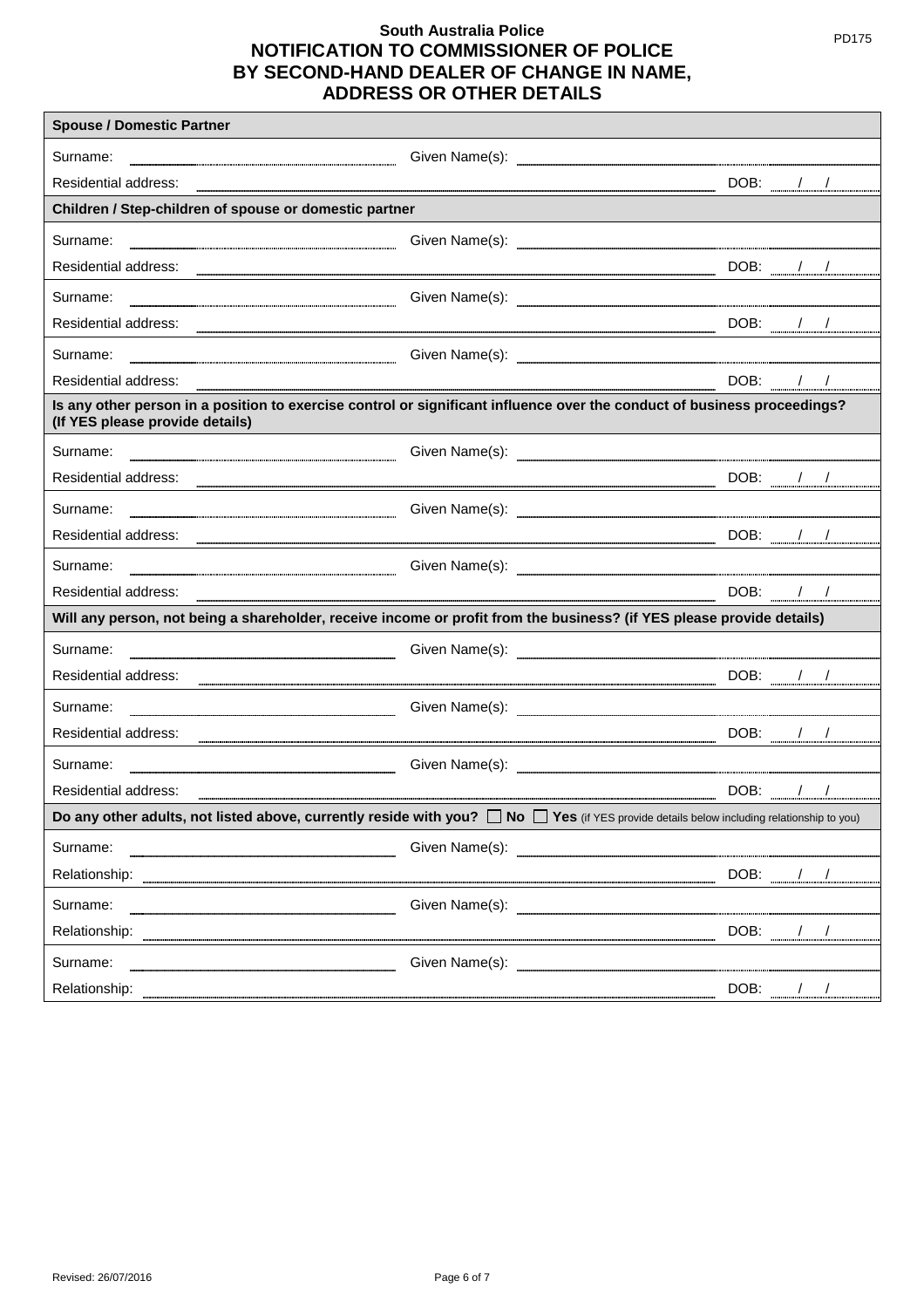**South Australia Police**

# NOTIFICATION TO COMMISSIONER OF POLICE BY SECOND-HAND DEALER OF CHANGE IN NAME, ADDRESS OR OTHER DETAILS

PD175

**Spouse / Domestic Partner**

Surname: ____________________ Given Name(s): ____________________

Residential address: ____________________ DOB: ___/___/___

**Children / Step-children of spouse or domestic partner**

Surname: ____________________ Given Name(s): ____________________

Residential address: ____________________ DOB: ___/___/___

Surname: ____________________ Given Name(s): ____________________

Residential address: ____________________ DOB: ___/___/___

Surname: ____________________ Given Name(s): ____________________

Residential address: ____________________ DOB: ___/___/___

**Is any other person in a position to exercise control or significant influence over the conduct of business proceedings? (If YES please provide details)**

Surname: ____________________ Given Name(s): ____________________

Residential address: ____________________ DOB: ___/___/___

Surname: ____________________ Given Name(s): ____________________

Residential address: ____________________ DOB: ___/___/___

Surname: ____________________ Given Name(s): ____________________

Residential address: ____________________ DOB: ___/___/___

**Will any person, not being a shareholder, receive income or profit from the business? (if YES please provide details)**

Surname: ____________________ Given Name(s): ____________________

Residential address: ____________________ DOB: ___/___/___

Surname: ____________________ Given Name(s): ____________________

Residential address: ____________________ DOB: ___/___/___

Surname: ____________________ Given Name(s): ____________________

Residential address: ____________________ DOB: ___/___/___

**Do any other adults, not listed above, currently reside with you?** ☐ **No** ☐ **Yes** (if YES provide details below including relationship to you)

Surname: ____________________ Given Name(s): ____________________

Relationship: ____________________ DOB: ___/___/___

Surname: ____________________ Given Name(s): ____________________

Relationship: ____________________ DOB: ___/___/___

Surname: ____________________ Given Name(s): ____________________

Relationship: ____________________ DOB: ___/___/___

Revised: 26/07/2016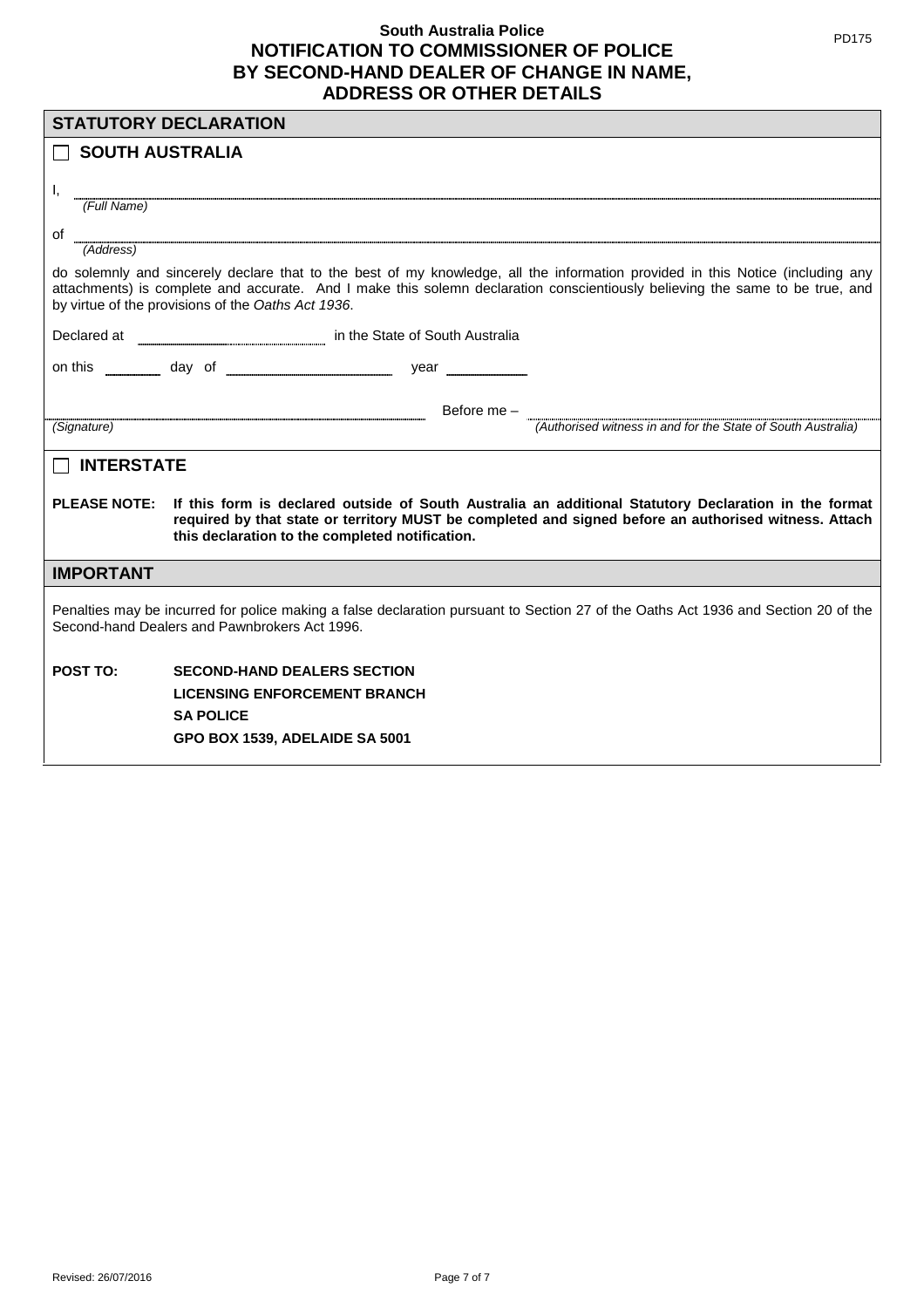**South Australia Police**

# NOTIFICATION TO COMMISSIONER OF POLICE BY SECOND-HAND DEALER OF CHANGE IN NAME, ADDRESS OR OTHER DETAILS

PD175

## STATUTORY DECLARATION

☐ **SOUTH AUSTRALIA**

I, ______________________________________________________________
*(Full Name)*

of ______________________________________________________________
*(Address)*

do solemnly and sincerely declare that to the best of my knowledge, all the information provided in this Notice (including any attachments) is complete and accurate. And I make this solemn declaration conscientiously believing the same to be true, and by virtue of the provisions of the *Oaths Act 1936*.

Declared at ____________________ in the State of South Australia

on this ________ day of ____________________ year __________

______________________________ Before me – ______________________________
*(Signature)* *(Authorised witness in and for the State of South Australia)*

☐ **INTERSTATE**

**PLEASE NOTE:** **If this form is declared outside of South Australia an additional Statutory Declaration in the format required by that state or territory MUST be completed and signed before an authorised witness. Attach this declaration to the completed notification.**

## IMPORTANT

Penalties may be incurred for police making a false declaration pursuant to Section 27 of the Oaths Act 1936 and Section 20 of the Second-hand Dealers and Pawnbrokers Act 1996.

**POST TO:**

**SECOND-HAND DEALERS SECTION**
**LICENSING ENFORCEMENT BRANCH**
**SA POLICE**
**GPO BOX 1539, ADELAIDE SA 5001**

Revised: 26/07/2016